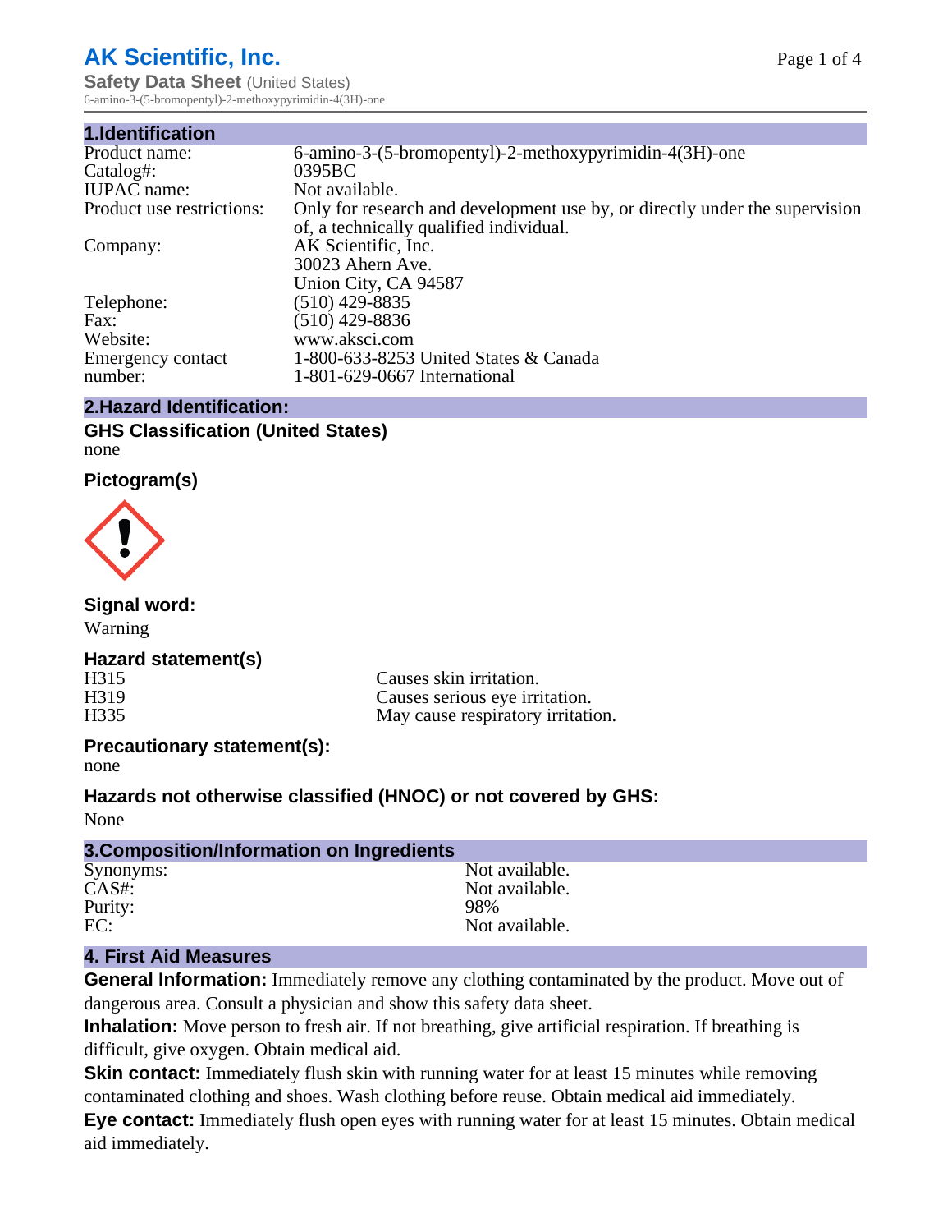# AK Scientific, Inc.

**Safety Data Sheet** (United States)

## 1.Identification

| | |
|---|---|
| Product name: | 6-amino-3-(5-bromopentyl)-2-methoxypyrimidin-4(3H)-one |
| Catalog#: | 0395BC |
| IUPAC name: | Not available. |
| Product use restrictions: | Only for research and development use by, or directly under the supervision of, a technically qualified individual. |
| Company: | AK Scientific, Inc.<br>30023 Ahern Ave.<br>Union City, CA 94587 |
| Telephone: | (510) 429-8835 |
| Fax: | (510) 429-8836 |
| Website: | www.aksci.com |
| Emergency contact number: | 1-800-633-8253 United States & Canada<br>1-801-629-0667 International |

## 2.Hazard Identification:

### GHS Classification (United States)

none

### Pictogram(s)

### Signal word:

Warning

### Hazard statement(s)

| | |
|---|---|
| H315 | Causes skin irritation. |
| H319 | Causes serious eye irritation. |
| H335 | May cause respiratory irritation. |

### Precautionary statement(s):

none

### Hazards not otherwise classified (HNOC) or not covered by GHS:

None

## 3.Composition/Information on Ingredients

| | |
|---|---|
| Synonyms: | Not available. |
| CAS#: | Not available. |
| Purity: | 98% |
| EC: | Not available. |

## 4. First Aid Measures

**General Information:** Immediately remove any clothing contaminated by the product. Move out of dangerous area. Consult a physician and show this safety data sheet.

**Inhalation:** Move person to fresh air. If not breathing, give artificial respiration. If breathing is difficult, give oxygen. Obtain medical aid.

**Skin contact:** Immediately flush skin with running water for at least 15 minutes while removing contaminated clothing and shoes. Wash clothing before reuse. Obtain medical aid immediately.

**Eye contact:** Immediately flush open eyes with running water for at least 15 minutes. Obtain medical aid immediately.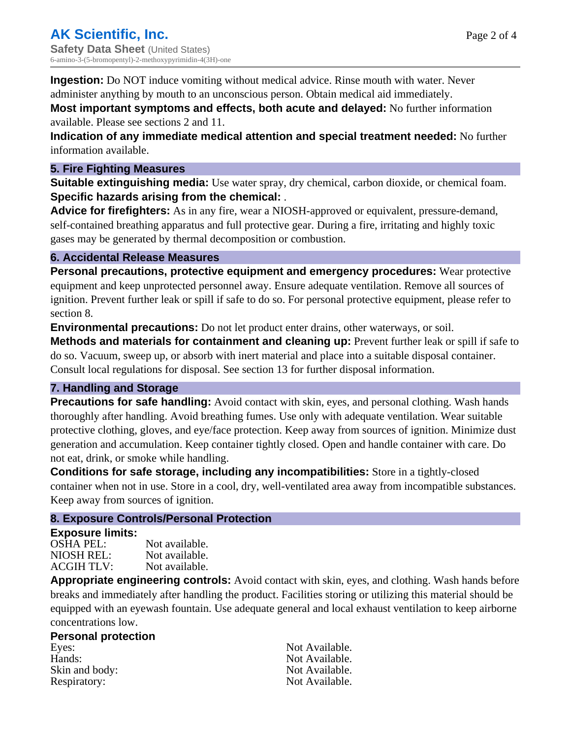**Ingestion:** Do NOT induce vomiting without medical advice. Rinse mouth with water. Never administer anything by mouth to an unconscious person. Obtain medical aid immediately.

**Most important symptoms and effects, both acute and delayed:** No further information available. Please see sections 2 and 11.

**Indication of any immediate medical attention and special treatment needed:** No further information available.

## 5. Fire Fighting Measures

**Suitable extinguishing media:** Use water spray, dry chemical, carbon dioxide, or chemical foam.

**Specific hazards arising from the chemical:** .

**Advice for firefighters:** As in any fire, wear a NIOSH-approved or equivalent, pressure-demand, self-contained breathing apparatus and full protective gear. During a fire, irritating and highly toxic gases may be generated by thermal decomposition or combustion.

## 6. Accidental Release Measures

**Personal precautions, protective equipment and emergency procedures:** Wear protective equipment and keep unprotected personnel away. Ensure adequate ventilation. Remove all sources of ignition. Prevent further leak or spill if safe to do so. For personal protective equipment, please refer to section 8.

**Environmental precautions:** Do not let product enter drains, other waterways, or soil.

**Methods and materials for containment and cleaning up:** Prevent further leak or spill if safe to do so. Vacuum, sweep up, or absorb with inert material and place into a suitable disposal container. Consult local regulations for disposal. See section 13 for further disposal information.

## 7. Handling and Storage

**Precautions for safe handling:** Avoid contact with skin, eyes, and personal clothing. Wash hands thoroughly after handling. Avoid breathing fumes. Use only with adequate ventilation. Wear suitable protective clothing, gloves, and eye/face protection. Keep away from sources of ignition. Minimize dust generation and accumulation. Keep container tightly closed. Open and handle container with care. Do not eat, drink, or smoke while handling.

**Conditions for safe storage, including any incompatibilities:** Store in a tightly-closed container when not in use. Store in a cool, dry, well-ventilated area away from incompatible substances. Keep away from sources of ignition.

## 8. Exposure Controls/Personal Protection

**Exposure limits:**

| | |
|---|---|
| OSHA PEL: | Not available. |
| NIOSH REL: | Not available. |
| ACGIH TLV: | Not available. |

**Appropriate engineering controls:** Avoid contact with skin, eyes, and clothing. Wash hands before breaks and immediately after handling the product. Facilities storing or utilizing this material should be equipped with an eyewash fountain. Use adequate general and local exhaust ventilation to keep airborne concentrations low.

**Personal protection**

| | |
|---|---|
| Eyes: | Not Available. |
| Hands: | Not Available. |
| Skin and body: | Not Available. |
| Respiratory: | Not Available. |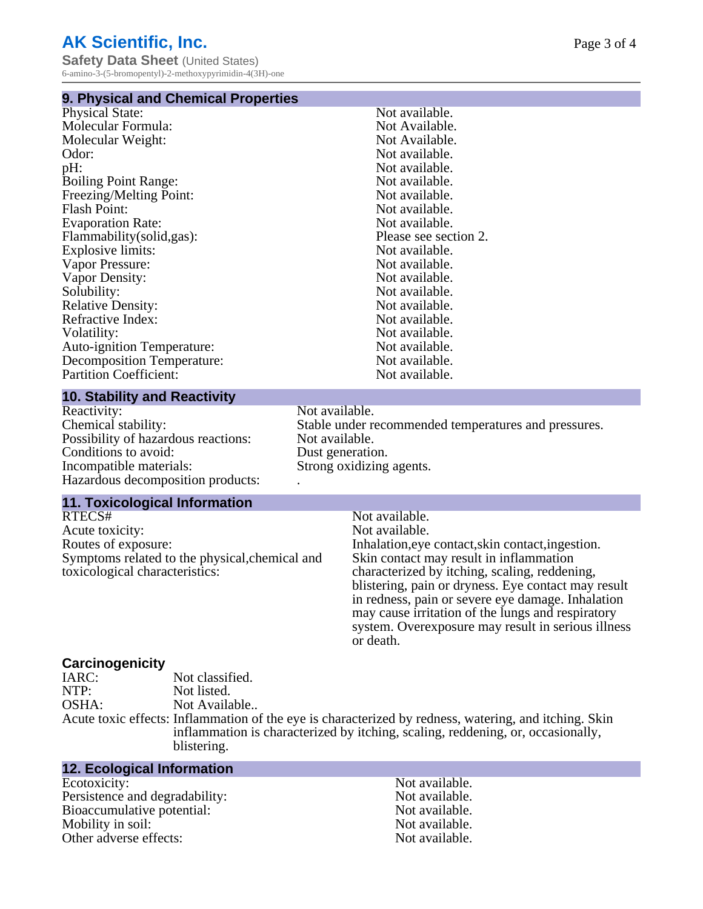## 9. Physical and Chemical Properties

| | |
|---|---|
| Physical State: | Not available. |
| Molecular Formula: | Not Available. |
| Molecular Weight: | Not Available. |
| Odor: | Not available. |
| pH: | Not available. |
| Boiling Point Range: | Not available. |
| Freezing/Melting Point: | Not available. |
| Flash Point: | Not available. |
| Evaporation Rate: | Not available. |
| Flammability(solid,gas): | Please see section 2. |
| Explosive limits: | Not available. |
| Vapor Pressure: | Not available. |
| Vapor Density: | Not available. |
| Solubility: | Not available. |
| Relative Density: | Not available. |
| Refractive Index: | Not available. |
| Volatility: | Not available. |
| Auto-ignition Temperature: | Not available. |
| Decomposition Temperature: | Not available. |
| Partition Coefficient: | Not available. |

## 10. Stability and Reactivity

| | |
|---|---|
| Reactivity: | Not available. |
| Chemical stability: | Stable under recommended temperatures and pressures. |
| Possibility of hazardous reactions: | Not available. |
| Conditions to avoid: | Dust generation. |
| Incompatible materials: | Strong oxidizing agents. |
| Hazardous decomposition products: | . |

## 11. Toxicological Information

| | |
|---|---|
| RTECS# | Not available. |
| Acute toxicity: | Not available. |
| Routes of exposure: | Inhalation,eye contact,skin contact,ingestion. |
| Symptoms related to the physical,chemical and toxicological characteristics: | Skin contact may result in inflammation characterized by itching, scaling, reddening, blistering, pain or dryness. Eye contact may result in redness, pain or severe eye damage. Inhalation may cause irritation of the lungs and respiratory system. Overexposure may result in serious illness or death. |

### Carcinogenicity

| | |
|---|---|
| IARC: | Not classified. |
| NTP: | Not listed. |
| OSHA: | Not Available.. |
| Acute toxic effects: | Inflammation of the eye is characterized by redness, watering, and itching. Skin inflammation is characterized by itching, scaling, reddening, or, occasionally, blistering. |

## 12. Ecological Information

| | |
|---|---|
| Ecotoxicity: | Not available. |
| Persistence and degradability: | Not available. |
| Bioaccumulative potential: | Not available. |
| Mobility in soil: | Not available. |
| Other adverse effects: | Not available. |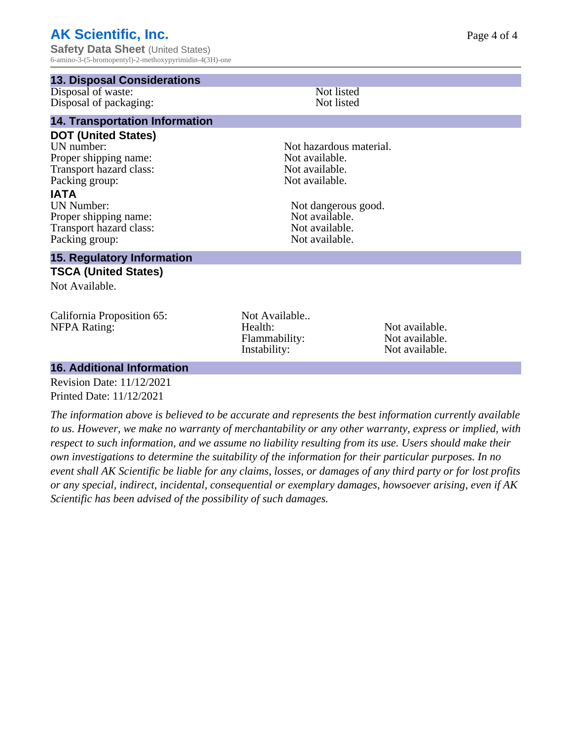## 13. Disposal Considerations

| | |
|---|---|
| Disposal of waste: | Not listed |
| Disposal of packaging: | Not listed |

## 14. Transportation Information

### DOT (United States)

| | |
|---|---|
| UN number: | Not hazardous material. |
| Proper shipping name: | Not available. |
| Transport hazard class: | Not available. |
| Packing group: | Not available. |

### IATA

| | |
|---|---|
| UN Number: | Not dangerous good. |
| Proper shipping name: | Not available. |
| Transport hazard class: | Not available. |
| Packing group: | Not available. |

## 15. Regulatory Information

### TSCA (United States)

Not Available.

| | | |
|---|---|---|
| California Proposition 65: | Not Available.. | |
| NFPA Rating: | Health: | Not available. |
| | Flammability: | Not available. |
| | Instability: | Not available. |

## 16. Additional Information

Revision Date: 11/12/2021

Printed Date: 11/12/2021

*The information above is believed to be accurate and represents the best information currently available to us. However, we make no warranty of merchantability or any other warranty, express or implied, with respect to such information, and we assume no liability resulting from its use. Users should make their own investigations to determine the suitability of the information for their particular purposes. In no event shall AK Scientific be liable for any claims, losses, or damages of any third party or for lost profits or any special, indirect, incidental, consequential or exemplary damages, howsoever arising, even if AK Scientific has been advised of the possibility of such damages.*